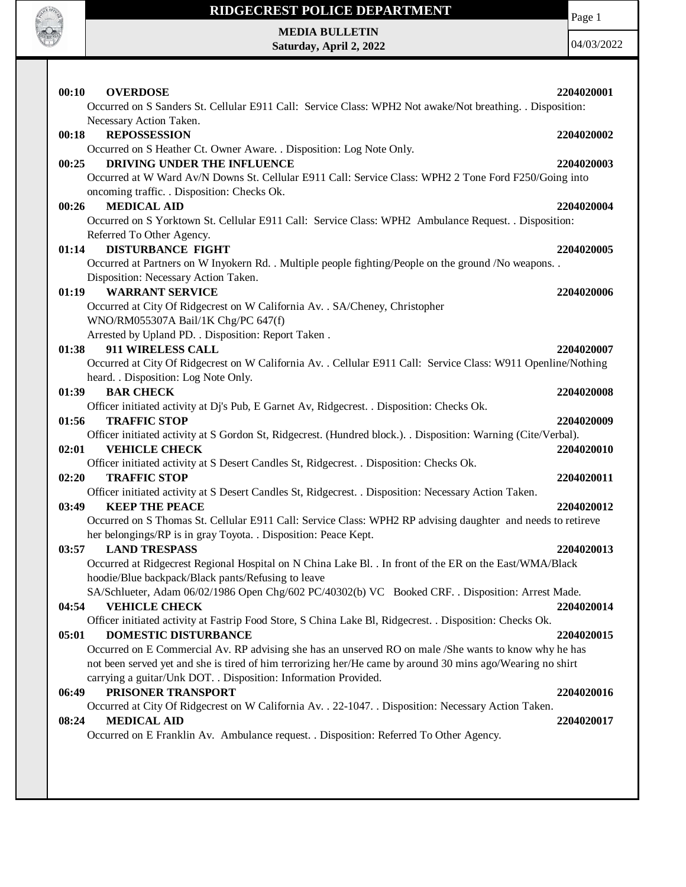# RIDGECREST POLICE DEPARTMENT

**MEDIA BULLETIN**
**Saturday, April 2, 2022**

04/03/2022

**00:10 OVERDOSE** **2204020001**
Occurred on S Sanders St. Cellular E911 Call: Service Class: WPH2 Not awake/Not breathing. . Disposition: Necessary Action Taken.

**00:18 REPOSSESSION** **2204020002**
Occurred on S Heather Ct. Owner Aware. . Disposition: Log Note Only.

**00:25 DRIVING UNDER THE INFLUENCE** **2204020003**
Occurred at W Ward Av/N Downs St. Cellular E911 Call: Service Class: WPH2 2 Tone Ford F250/Going into oncoming traffic. . Disposition: Checks Ok.

**00:26 MEDICAL AID** **2204020004**
Occurred on S Yorktown St. Cellular E911 Call: Service Class: WPH2 Ambulance Request. . Disposition: Referred To Other Agency.

**01:14 DISTURBANCE FIGHT** **2204020005**
Occurred at Partners on W Inyokern Rd. . Multiple people fighting/People on the ground /No weapons. . Disposition: Necessary Action Taken.

**01:19 WARRANT SERVICE** **2204020006**
Occurred at City Of Ridgecrest on W California Av. . SA/Cheney, Christopher
WNO/RM055307A Bail/1K Chg/PC 647(f)
Arrested by Upland PD. . Disposition: Report Taken .

**01:38 911 WIRELESS CALL** **2204020007**
Occurred at City Of Ridgecrest on W California Av. . Cellular E911 Call: Service Class: W911 Openline/Nothing heard. . Disposition: Log Note Only.

**01:39 BAR CHECK** **2204020008**
Officer initiated activity at Dj's Pub, E Garnet Av, Ridgecrest. . Disposition: Checks Ok.

**01:56 TRAFFIC STOP** **2204020009**
Officer initiated activity at S Gordon St, Ridgecrest. (Hundred block.). . Disposition: Warning (Cite/Verbal).

**02:01 VEHICLE CHECK** **2204020010**
Officer initiated activity at S Desert Candles St, Ridgecrest. . Disposition: Checks Ok.

**02:20 TRAFFIC STOP** **2204020011**
Officer initiated activity at S Desert Candles St, Ridgecrest. . Disposition: Necessary Action Taken.

**03:49 KEEP THE PEACE** **2204020012**
Occurred on S Thomas St. Cellular E911 Call: Service Class: WPH2 RP advising daughter and needs to retireve her belongings/RP is in gray Toyota. . Disposition: Peace Kept.

**03:57 LAND TRESPASS** **2204020013**
Occurred at Ridgecrest Regional Hospital on N China Lake Bl. . In front of the ER on the East/WMA/Black hoodie/Blue backpack/Black pants/Refusing to leave
SA/Schlueter, Adam 06/02/1986 Open Chg/602 PC/40302(b) VC Booked CRF. . Disposition: Arrest Made.

**04:54 VEHICLE CHECK** **2204020014**
Officer initiated activity at Fastrip Food Store, S China Lake Bl, Ridgecrest. . Disposition: Checks Ok.

**05:01 DOMESTIC DISTURBANCE** **2204020015**
Occurred on E Commercial Av. RP advising she has an unserved RO on male /She wants to know why he has not been served yet and she is tired of him terrorizing her/He came by around 30 mins ago/Wearing no shirt carrying a guitar/Unk DOT. . Disposition: Information Provided.

**06:49 PRISONER TRANSPORT** **2204020016**
Occurred at City Of Ridgecrest on W California Av. . 22-1047. . Disposition: Necessary Action Taken.

**08:24 MEDICAL AID** **2204020017**
Occurred on E Franklin Av. Ambulance request. . Disposition: Referred To Other Agency.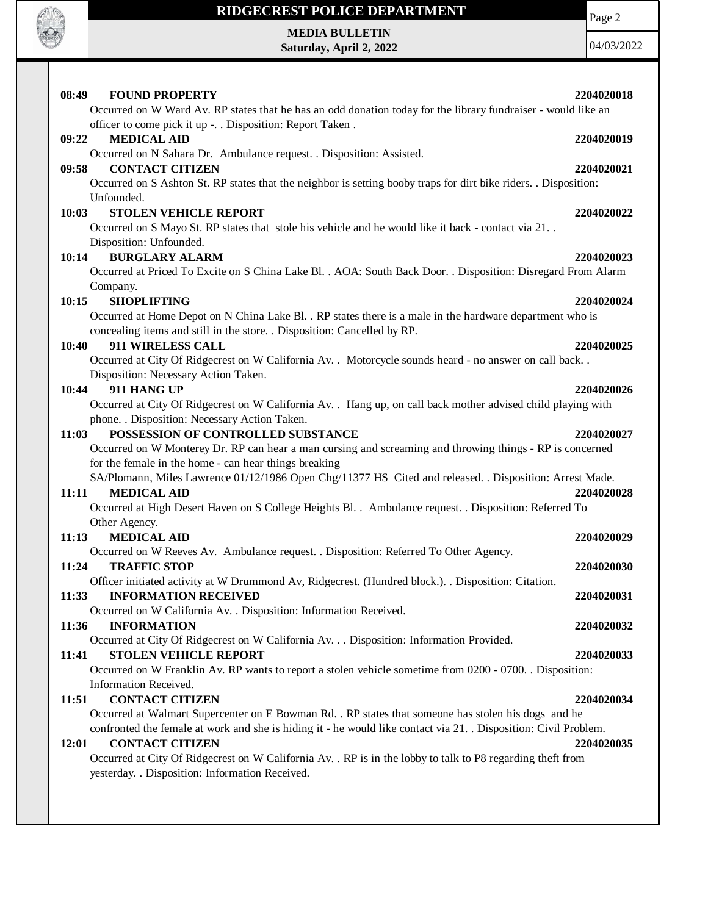**08:49 FOUND PROPERTY** **2204020018**
Occurred on W Ward Av. RP states that he has an odd donation today for the library fundraiser - would like an officer to come pick it up -. . Disposition: Report Taken .

**09:22 MEDICAL AID** **2204020019**
Occurred on N Sahara Dr. Ambulance request. . Disposition: Assisted.

**09:58 CONTACT CITIZEN** **2204020021**
Occurred on S Ashton St. RP states that the neighbor is setting booby traps for dirt bike riders. . Disposition: Unfounded.

**10:03 STOLEN VEHICLE REPORT** **2204020022**
Occurred on S Mayo St. RP states that stole his vehicle and he would like it back - contact via 21. . Disposition: Unfounded.

**10:14 BURGLARY ALARM** **2204020023**
Occurred at Priced To Excite on S China Lake Bl. . AOA: South Back Door. . Disposition: Disregard From Alarm Company.

**10:15 SHOPLIFTING** **2204020024**
Occurred at Home Depot on N China Lake Bl. . RP states there is a male in the hardware department who is concealing items and still in the store. . Disposition: Cancelled by RP.

**10:40 911 WIRELESS CALL** **2204020025**
Occurred at City Of Ridgecrest on W California Av. . Motorcycle sounds heard - no answer on call back. . Disposition: Necessary Action Taken.

**10:44 911 HANG UP** **2204020026**
Occurred at City Of Ridgecrest on W California Av. . Hang up, on call back mother advised child playing with phone. . Disposition: Necessary Action Taken.

**11:03 POSSESSION OF CONTROLLED SUBSTANCE** **2204020027**
Occurred on W Monterey Dr. RP can hear a man cursing and screaming and throwing things - RP is concerned for the female in the home - can hear things breaking
SA/Plomann, Miles Lawrence 01/12/1986 Open Chg/11377 HS Cited and released. . Disposition: Arrest Made.

**11:11 MEDICAL AID** **2204020028**
Occurred at High Desert Haven on S College Heights Bl. . Ambulance request. . Disposition: Referred To Other Agency.

**11:13 MEDICAL AID** **2204020029**
Occurred on W Reeves Av. Ambulance request. . Disposition: Referred To Other Agency.

**11:24 TRAFFIC STOP** **2204020030**
Officer initiated activity at W Drummond Av, Ridgecrest. (Hundred block.). . Disposition: Citation.

**11:33 INFORMATION RECEIVED** **2204020031**
Occurred on W California Av. . Disposition: Information Received.

**11:36 INFORMATION** **2204020032**
Occurred at City Of Ridgecrest on W California Av. . . Disposition: Information Provided.

**11:41 STOLEN VEHICLE REPORT** **2204020033**
Occurred on W Franklin Av. RP wants to report a stolen vehicle sometime from 0200 - 0700. . Disposition: Information Received.

**11:51 CONTACT CITIZEN** **2204020034**
Occurred at Walmart Supercenter on E Bowman Rd. . RP states that someone has stolen his dogs and he confronted the female at work and she is hiding it - he would like contact via 21. . Disposition: Civil Problem.

**12:01 CONTACT CITIZEN** **2204020035**
Occurred at City Of Ridgecrest on W California Av. . RP is in the lobby to talk to P8 regarding theft from yesterday. . Disposition: Information Received.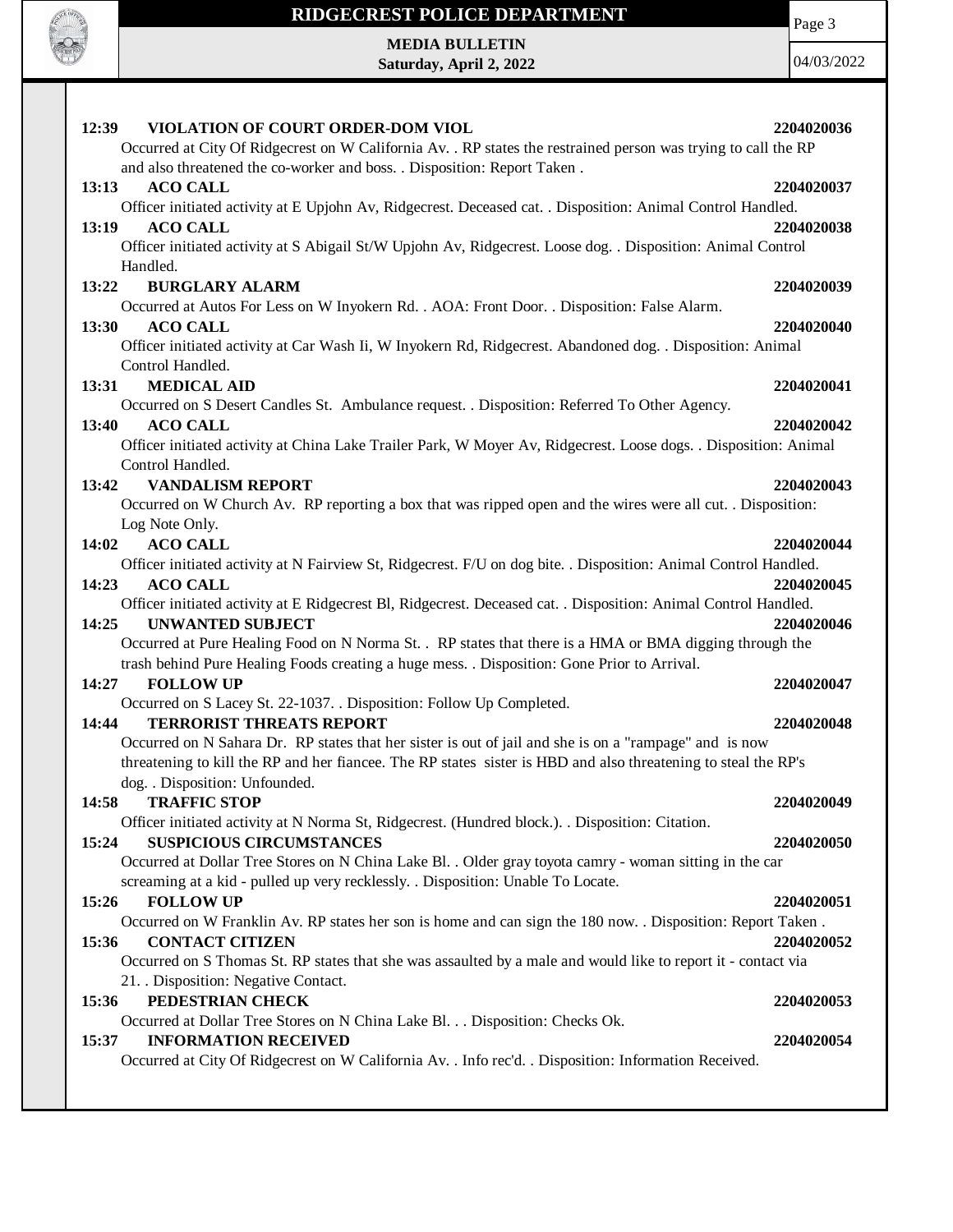**12:39 VIOLATION OF COURT ORDER-DOM VIOL 2204020036**

Occurred at City Of Ridgecrest on W California Av. . RP states the restrained person was trying to call the RP and also threatened the co-worker and boss. . Disposition: Report Taken .

**13:13 ACO CALL 2204020037**

Officer initiated activity at E Upjohn Av, Ridgecrest. Deceased cat. . Disposition: Animal Control Handled.

**13:19 ACO CALL 2204020038**

Officer initiated activity at S Abigail St/W Upjohn Av, Ridgecrest. Loose dog. . Disposition: Animal Control Handled.

**13:22 BURGLARY ALARM 2204020039**

Occurred at Autos For Less on W Inyokern Rd. . AOA: Front Door. . Disposition: False Alarm.

**13:30 ACO CALL 2204020040**

Officer initiated activity at Car Wash Ii, W Inyokern Rd, Ridgecrest. Abandoned dog. . Disposition: Animal Control Handled.

**13:31 MEDICAL AID 2204020041**

Occurred on S Desert Candles St. Ambulance request. . Disposition: Referred To Other Agency.

**13:40 ACO CALL 2204020042**

Officer initiated activity at China Lake Trailer Park, W Moyer Av, Ridgecrest. Loose dogs. . Disposition: Animal Control Handled.

**13:42 VANDALISM REPORT 2204020043**

Occurred on W Church Av. RP reporting a box that was ripped open and the wires were all cut. . Disposition: Log Note Only.

**14:02 ACO CALL 2204020044**

Officer initiated activity at N Fairview St, Ridgecrest. F/U on dog bite. . Disposition: Animal Control Handled.

**14:23 ACO CALL 2204020045**

Officer initiated activity at E Ridgecrest Bl, Ridgecrest. Deceased cat. . Disposition: Animal Control Handled.

**14:25 UNWANTED SUBJECT 2204020046**

Occurred at Pure Healing Food on N Norma St. . RP states that there is a HMA or BMA digging through the trash behind Pure Healing Foods creating a huge mess. . Disposition: Gone Prior to Arrival.

**14:27 FOLLOW UP 2204020047**

Occurred on S Lacey St. 22-1037. . Disposition: Follow Up Completed.

**14:44 TERRORIST THREATS REPORT 2204020048**

Occurred on N Sahara Dr. RP states that her sister is out of jail and she is on a "rampage" and is now threatening to kill the RP and her fiancee. The RP states sister is HBD and also threatening to steal the RP's dog. . Disposition: Unfounded.

**14:58 TRAFFIC STOP 2204020049**

Officer initiated activity at N Norma St, Ridgecrest. (Hundred block.). . Disposition: Citation.

**15:24 SUSPICIOUS CIRCUMSTANCES 2204020050**

Occurred at Dollar Tree Stores on N China Lake Bl. . Older gray toyota camry - woman sitting in the car screaming at a kid - pulled up very recklessly. . Disposition: Unable To Locate.

**15:26 FOLLOW UP 2204020051**

Occurred on W Franklin Av. RP states her son is home and can sign the 180 now. . Disposition: Report Taken .

**15:36 CONTACT CITIZEN 2204020052**

Occurred on S Thomas St. RP states that she was assaulted by a male and would like to report it - contact via 21. . Disposition: Negative Contact.

**15:36 PEDESTRIAN CHECK 2204020053**

Occurred at Dollar Tree Stores on N China Lake Bl. . . Disposition: Checks Ok.

**15:37 INFORMATION RECEIVED 2204020054**

Occurred at City Of Ridgecrest on W California Av. . Info rec'd. . Disposition: Information Received.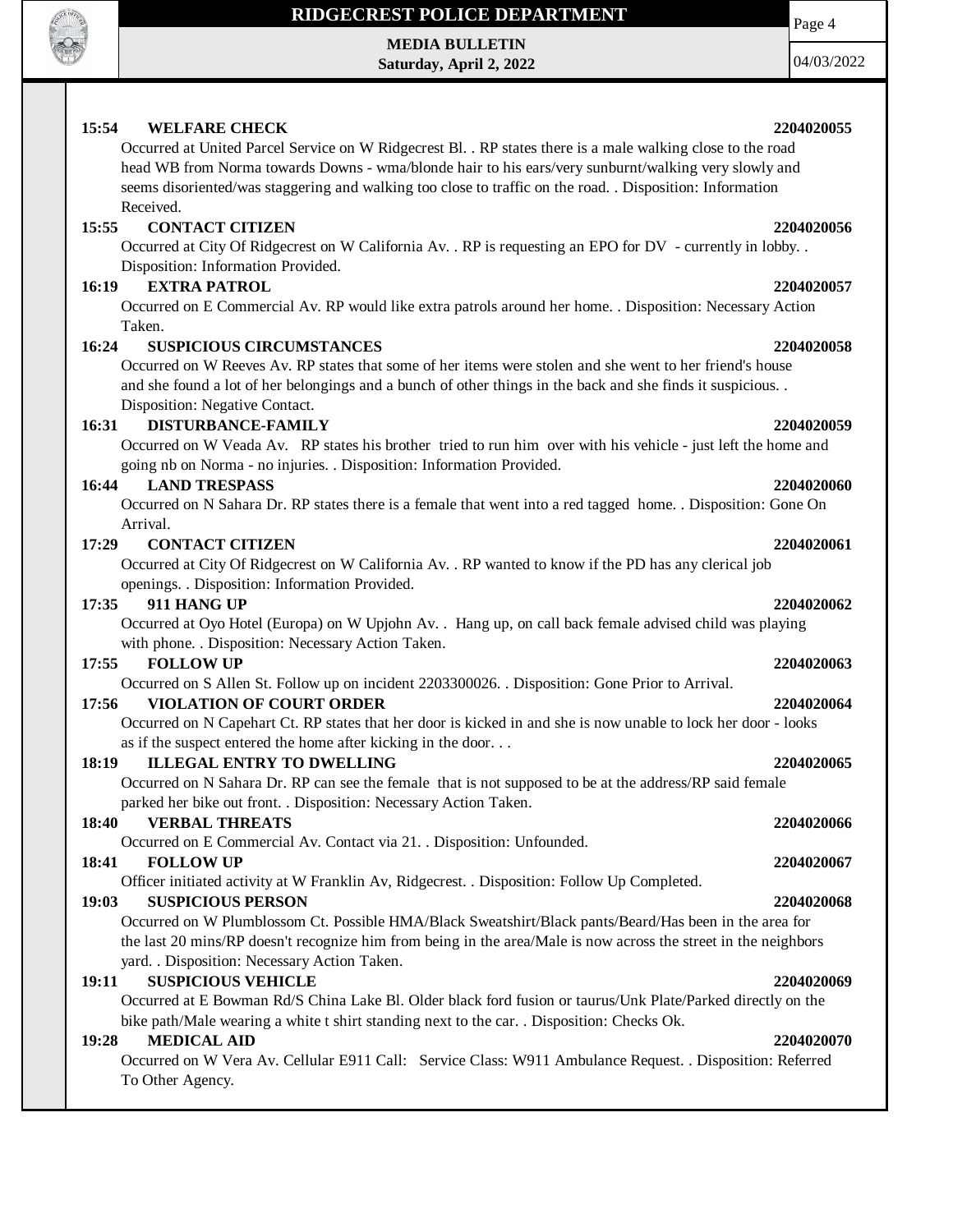**15:54 WELFARE CHECK 2204020055**

Occurred at United Parcel Service on W Ridgecrest Bl. . RP states there is a male walking close to the road head WB from Norma towards Downs - wma/blonde hair to his ears/very sunburnt/walking very slowly and seems disoriented/was staggering and walking too close to traffic on the road. . Disposition: Information Received.

**15:55 CONTACT CITIZEN 2204020056**

Occurred at City Of Ridgecrest on W California Av. . RP is requesting an EPO for DV - currently in lobby. . Disposition: Information Provided.

**16:19 EXTRA PATROL 2204020057**

Occurred on E Commercial Av. RP would like extra patrols around her home. . Disposition: Necessary Action Taken.

**16:24 SUSPICIOUS CIRCUMSTANCES 2204020058**

Occurred on W Reeves Av. RP states that some of her items were stolen and she went to her friend's house and she found a lot of her belongings and a bunch of other things in the back and she finds it suspicious. . Disposition: Negative Contact.

**16:31 DISTURBANCE-FAMILY 2204020059**

Occurred on W Veada Av. RP states his brother tried to run him over with his vehicle - just left the home and going nb on Norma - no injuries. . Disposition: Information Provided.

**16:44 LAND TRESPASS 2204020060**

Occurred on N Sahara Dr. RP states there is a female that went into a red tagged home. . Disposition: Gone On Arrival.

**17:29 CONTACT CITIZEN 2204020061**

Occurred at City Of Ridgecrest on W California Av. . RP wanted to know if the PD has any clerical job openings. . Disposition: Information Provided.

**17:35 911 HANG UP 2204020062**

Occurred at Oyo Hotel (Europa) on W Upjohn Av. . Hang up, on call back female advised child was playing with phone. . Disposition: Necessary Action Taken.

**17:55 FOLLOW UP 2204020063**

Occurred on S Allen St. Follow up on incident 2203300026. . Disposition: Gone Prior to Arrival.

**17:56 VIOLATION OF COURT ORDER 2204020064**

Occurred on N Capehart Ct. RP states that her door is kicked in and she is now unable to lock her door - looks as if the suspect entered the home after kicking in the door. . .

**18:19 ILLEGAL ENTRY TO DWELLING 2204020065**

Occurred on N Sahara Dr. RP can see the female that is not supposed to be at the address/RP said female parked her bike out front. . Disposition: Necessary Action Taken.

**18:40 VERBAL THREATS 2204020066**

Occurred on E Commercial Av. Contact via 21. . Disposition: Unfounded.

**18:41 FOLLOW UP 2204020067**

Officer initiated activity at W Franklin Av, Ridgecrest. . Disposition: Follow Up Completed.

**19:03 SUSPICIOUS PERSON 2204020068**

Occurred on W Plumblossom Ct. Possible HMA/Black Sweatshirt/Black pants/Beard/Has been in the area for the last 20 mins/RP doesn't recognize him from being in the area/Male is now across the street in the neighbors yard. . Disposition: Necessary Action Taken.

**19:11 SUSPICIOUS VEHICLE 2204020069**

Occurred at E Bowman Rd/S China Lake Bl. Older black ford fusion or taurus/Unk Plate/Parked directly on the bike path/Male wearing a white t shirt standing next to the car. . Disposition: Checks Ok.

**19:28 MEDICAL AID 2204020070**

Occurred on W Vera Av. Cellular E911 Call: Service Class: W911 Ambulance Request. . Disposition: Referred To Other Agency.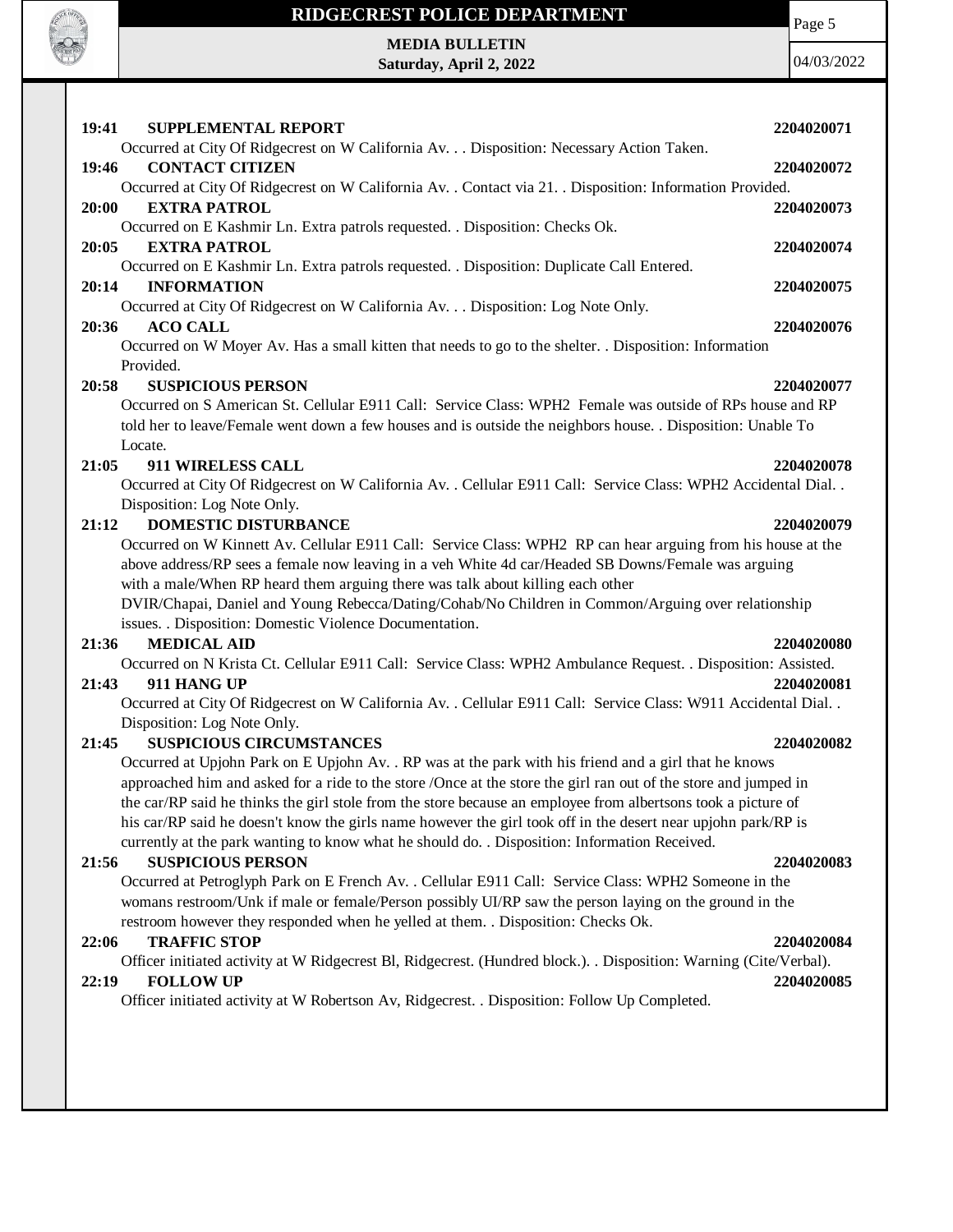**19:41 SUPPLEMENTAL REPORT** **2204020071**

Occurred at City Of Ridgecrest on W California Av. . . Disposition: Necessary Action Taken.

**19:46 CONTACT CITIZEN** **2204020072**

Occurred at City Of Ridgecrest on W California Av. . Contact via 21. . Disposition: Information Provided.

**20:00 EXTRA PATROL** **2204020073**

Occurred on E Kashmir Ln. Extra patrols requested. . Disposition: Checks Ok.

**20:05 EXTRA PATROL** **2204020074**

Occurred on E Kashmir Ln. Extra patrols requested. . Disposition: Duplicate Call Entered.

**20:14 INFORMATION** **2204020075**

Occurred at City Of Ridgecrest on W California Av. . . Disposition: Log Note Only.

**20:36 ACO CALL** **2204020076**

Occurred on W Moyer Av. Has a small kitten that needs to go to the shelter. . Disposition: Information Provided.

**20:58 SUSPICIOUS PERSON** **2204020077**

Occurred on S American St. Cellular E911 Call: Service Class: WPH2 Female was outside of RPs house and RP told her to leave/Female went down a few houses and is outside the neighbors house. . Disposition: Unable To Locate.

**21:05 911 WIRELESS CALL** **2204020078**

Occurred at City Of Ridgecrest on W California Av. . Cellular E911 Call: Service Class: WPH2 Accidental Dial. . Disposition: Log Note Only.

**21:12 DOMESTIC DISTURBANCE** **2204020079**

Occurred on W Kinnett Av. Cellular E911 Call: Service Class: WPH2 RP can hear arguing from his house at the above address/RP sees a female now leaving in a veh White 4d car/Headed SB Downs/Female was arguing with a male/When RP heard them arguing there was talk about killing each other DVIR/Chapai, Daniel and Young Rebecca/Dating/Cohab/No Children in Common/Arguing over relationship issues. . Disposition: Domestic Violence Documentation.

**21:36 MEDICAL AID** **2204020080**

Occurred on N Krista Ct. Cellular E911 Call: Service Class: WPH2 Ambulance Request. . Disposition: Assisted.

**21:43 911 HANG UP** **2204020081**

Occurred at City Of Ridgecrest on W California Av. . Cellular E911 Call: Service Class: W911 Accidental Dial. . Disposition: Log Note Only.

**21:45 SUSPICIOUS CIRCUMSTANCES** **2204020082**

Occurred at Upjohn Park on E Upjohn Av. . RP was at the park with his friend and a girl that he knows approached him and asked for a ride to the store /Once at the store the girl ran out of the store and jumped in the car/RP said he thinks the girl stole from the store because an employee from albertsons took a picture of his car/RP said he doesn't know the girls name however the girl took off in the desert near upjohn park/RP is currently at the park wanting to know what he should do. . Disposition: Information Received.

**21:56 SUSPICIOUS PERSON** **2204020083**

Occurred at Petroglyph Park on E French Av. . Cellular E911 Call: Service Class: WPH2 Someone in the womans restroom/Unk if male or female/Person possibly UI/RP saw the person laying on the ground in the restroom however they responded when he yelled at them. . Disposition: Checks Ok.

**22:06 TRAFFIC STOP** **2204020084**

Officer initiated activity at W Ridgecrest Bl, Ridgecrest. (Hundred block.). . Disposition: Warning (Cite/Verbal).

**22:19 FOLLOW UP** **2204020085**

Officer initiated activity at W Robertson Av, Ridgecrest. . Disposition: Follow Up Completed.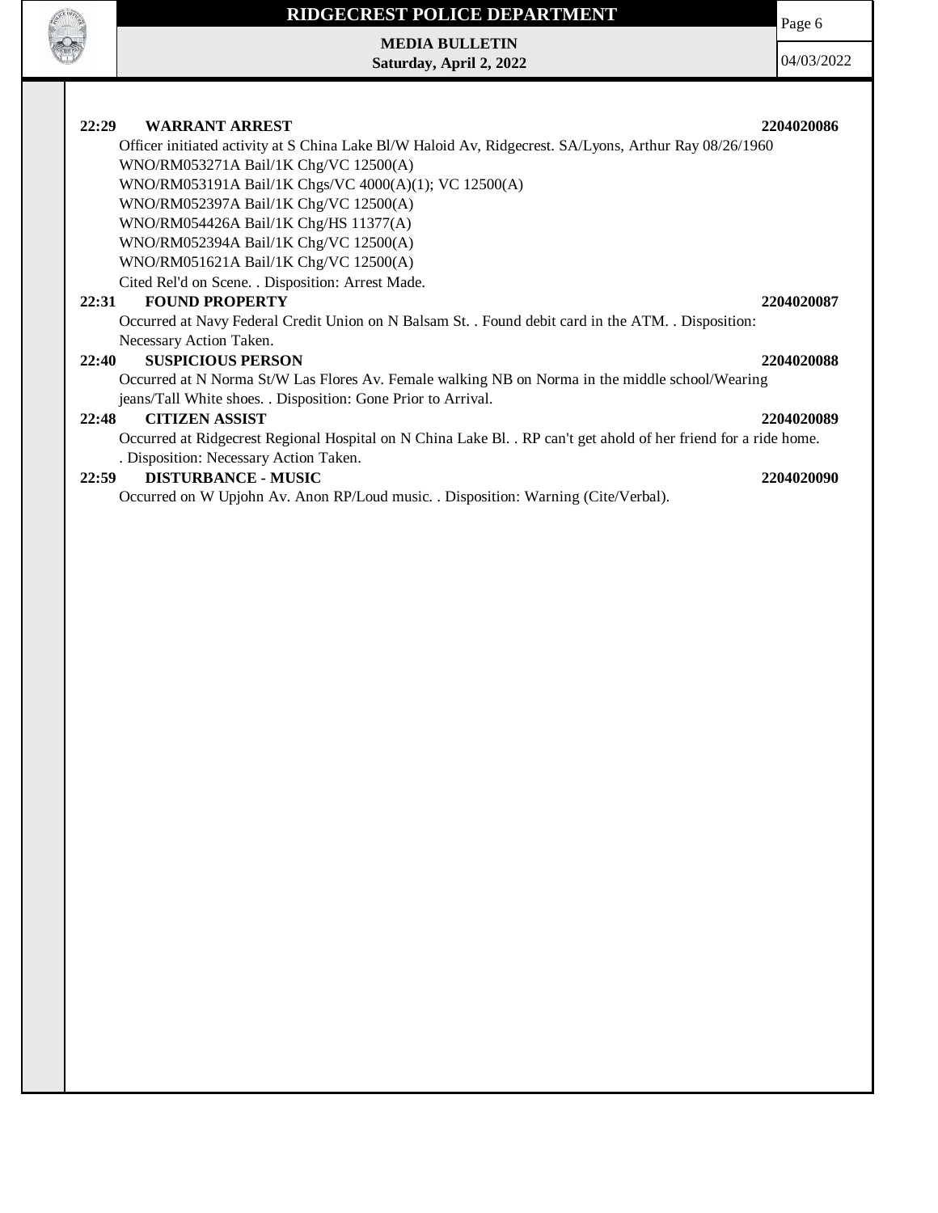**22:29 WARRANT ARREST** **2204020086**

Officer initiated activity at S China Lake Bl/W Haloid Av, Ridgecrest. SA/Lyons, Arthur Ray 08/26/1960
WNO/RM053271A Bail/1K Chg/VC 12500(A)
WNO/RM053191A Bail/1K Chgs/VC 4000(A)(1); VC 12500(A)
WNO/RM052397A Bail/1K Chg/VC 12500(A)
WNO/RM054426A Bail/1K Chg/HS 11377(A)
WNO/RM052394A Bail/1K Chg/VC 12500(A)
WNO/RM051621A Bail/1K Chg/VC 12500(A)
Cited Rel'd on Scene. . Disposition: Arrest Made.

**22:31 FOUND PROPERTY** **2204020087**

Occurred at Navy Federal Credit Union on N Balsam St. . Found debit card in the ATM. . Disposition: Necessary Action Taken.

**22:40 SUSPICIOUS PERSON** **2204020088**

Occurred at N Norma St/W Las Flores Av. Female walking NB on Norma in the middle school/Wearing jeans/Tall White shoes. . Disposition: Gone Prior to Arrival.

**22:48 CITIZEN ASSIST** **2204020089**

Occurred at Ridgecrest Regional Hospital on N China Lake Bl. . RP can't get ahold of her friend for a ride home. . Disposition: Necessary Action Taken.

**22:59 DISTURBANCE - MUSIC** **2204020090**

Occurred on W Upjohn Av. Anon RP/Loud music. . Disposition: Warning (Cite/Verbal).